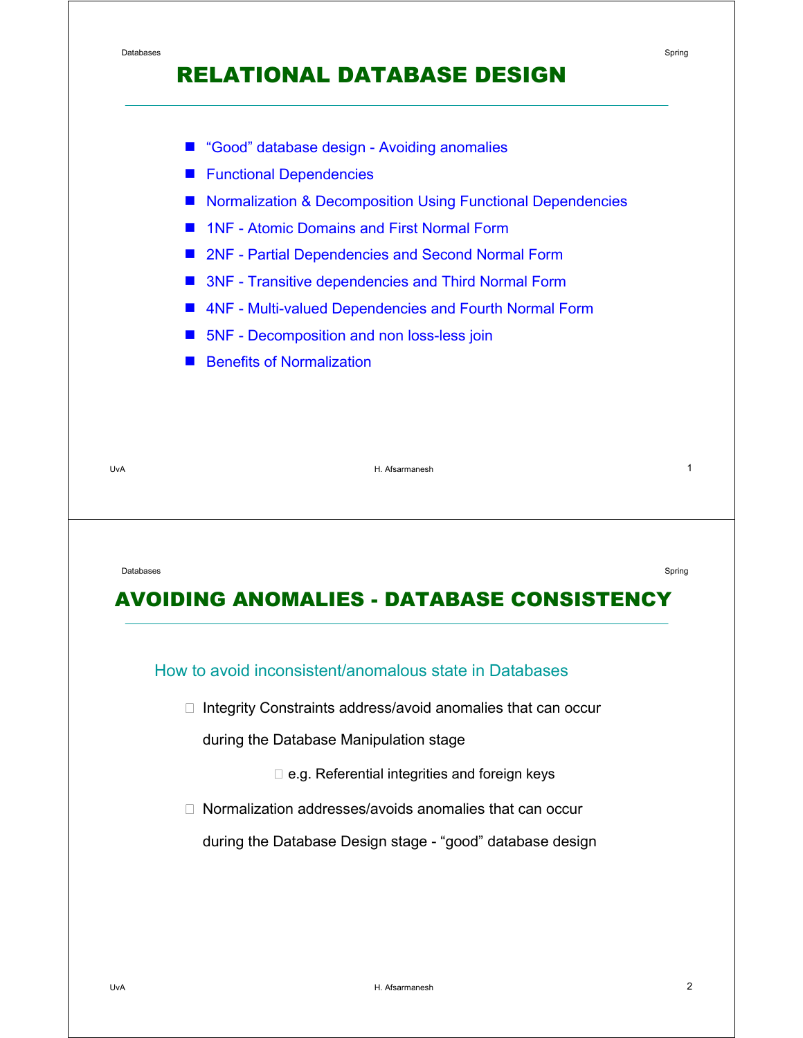# RELATIONAL DATABASE DESIGN

- "Good" database design - Avoiding anomalies
- Functional Dependencies
- Normalization & Decomposition Using Functional Dependencies
- 1NF - Atomic Domains and First Normal Form
- 2NF - Partial Dependencies and Second Normal Form
- 3NF - Transitive dependencies and Third Normal Form
- 4NF - Multi-valued Dependencies and Fourth Normal Form
- 5NF - Decomposition and non loss-less join
- Benefits of Normalization

# AVOIDING ANOMALIES - DATABASE CONSISTENCY

## How to avoid inconsistent/anomalous state in Databases

- Integrity Constraints address/avoid anomalies that can occur during the Database Manipulation stage
  - e.g. Referential integrities and foreign keys
- Normalization addresses/avoids anomalies that can occur during the Database Design stage - "good" database design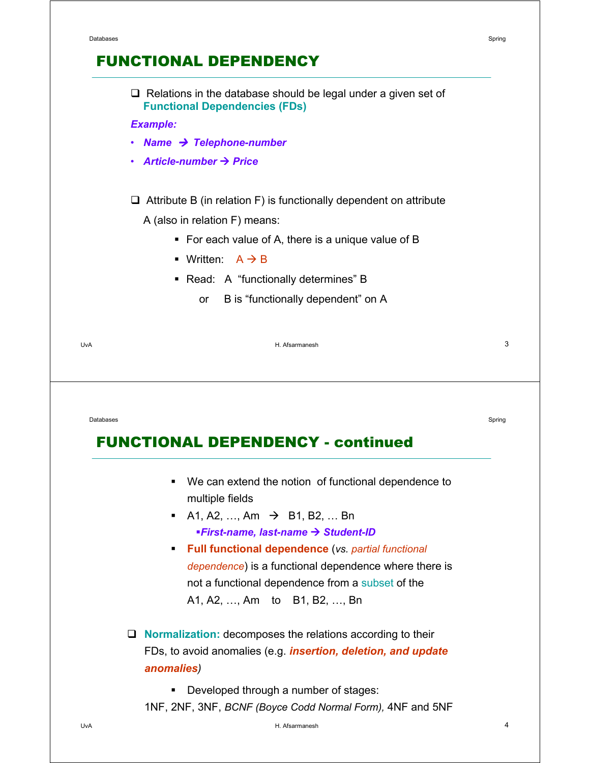## FUNCTIONAL DEPENDENCY

- Relations in the database should be legal under a given set of **Functional Dependencies (FDs)**

***Example:***

- ***Name → Telephone-number***
- ***Article-number → Price***

- Attribute B (in relation F) is functionally dependent on attribute A (also in relation F) means:
  - For each value of A, there is a unique value of B
  - Written: A → B
  - Read: A "functionally determines" B

    or B is "functionally dependent" on A

## FUNCTIONAL DEPENDENCY - continued

- We can extend the notion of functional dependence to multiple fields
- A1, A2, …, Am → B1, B2, … Bn
  - ***First-name, last-name → Student-ID***
- **Full functional dependence** (*vs. partial functional dependence*) is a functional dependence where there is not a functional dependence from a subset of the A1, A2, …, Am to B1, B2, …, Bn

- **Normalization:** decomposes the relations according to their FDs, to avoid anomalies (e.g. ***insertion, deletion, and update anomalies***)
  - Developed through a number of stages:

  1NF, 2NF, 3NF, *BCNF (Boyce Codd Normal Form),* 4NF and 5NF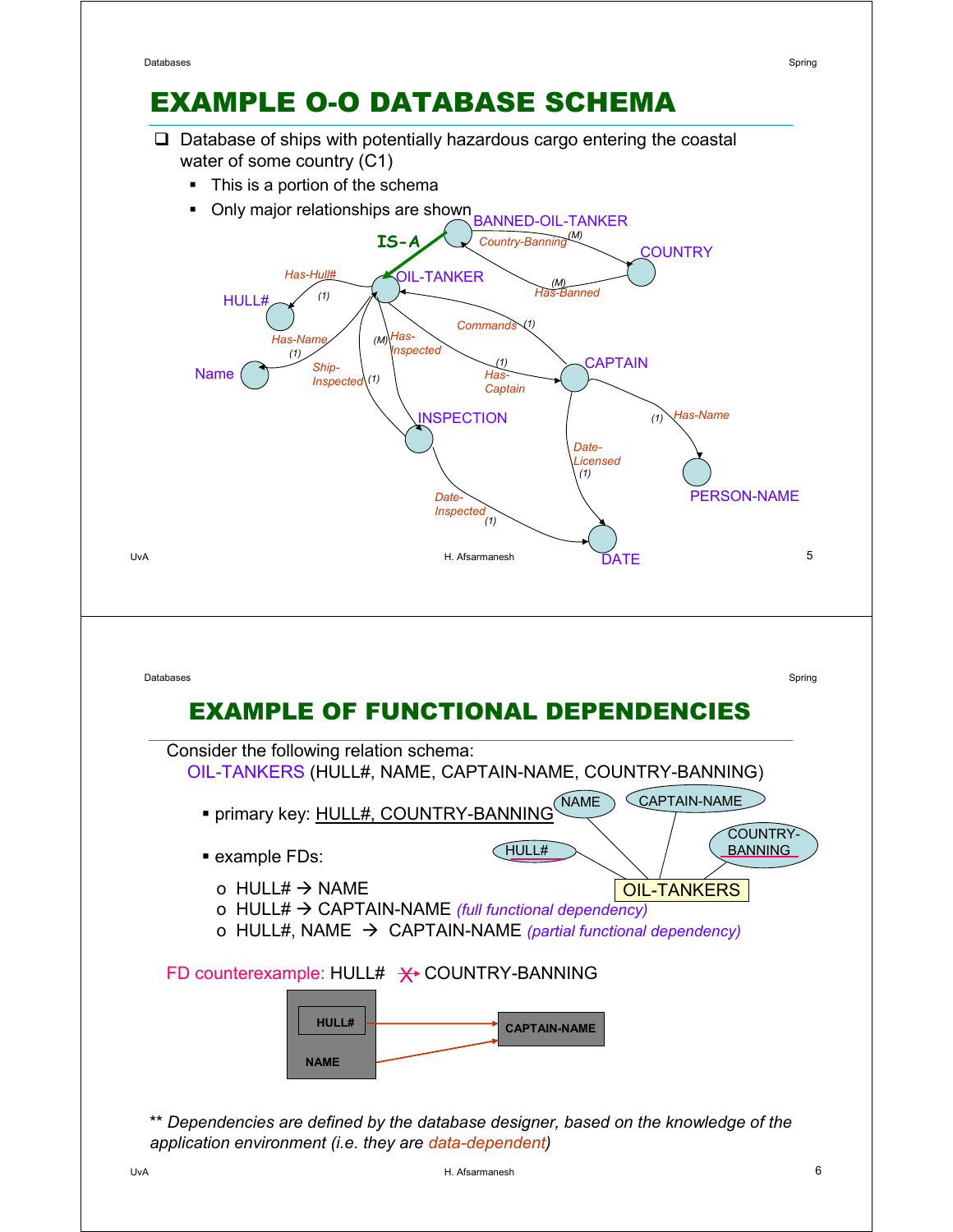# EXAMPLE O-O DATABASE SCHEMA

- Database of ships with potentially hazardous cargo entering the coastal water of some country (C1)
  - This is a portion of the schema
  - Only major relationships are shown

# EXAMPLE OF FUNCTIONAL DEPENDENCIES

Consider the following relation schema:

OIL-TANKERS (HULL#, NAME, CAPTAIN-NAME, COUNTRY-BANNING)

- primary key: <u>HULL#, COUNTRY-BANNING</u>
- example FDs:
  - o HULL# → NAME
  - o HULL# → CAPTAIN-NAME *(full functional dependency)*
  - o HULL#, NAME → CAPTAIN-NAME *(partial functional dependency)*

FD counterexample: HULL# ↛ COUNTRY-BANNING

*\*\* Dependencies are defined by the database designer, based on the knowledge of the application environment (i.e. they are data-dependent)*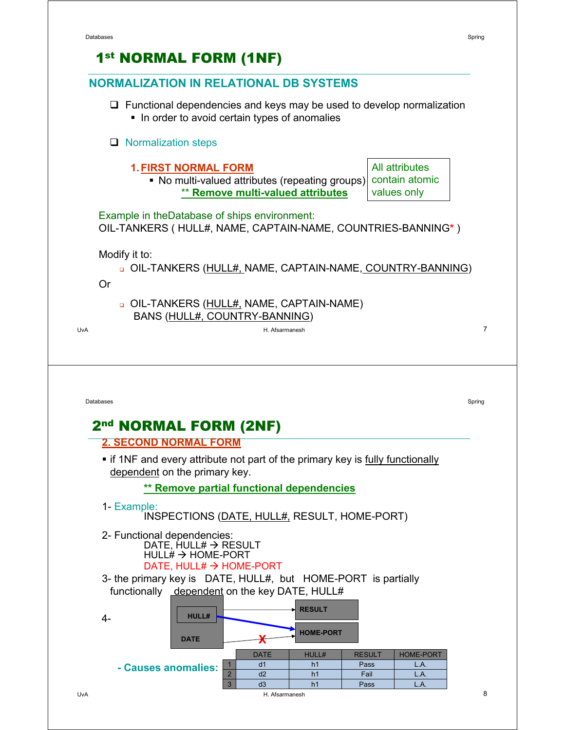# 1st NORMAL FORM (1NF)

## NORMALIZATION IN RELATIONAL DB SYSTEMS

- Functional dependencies and keys may be used to develop normalization
  - In order to avoid certain types of anomalies

- Normalization steps

  1. **FIRST NORMAL FORM**
     - No multi-valued attributes (repeating groups)

       **** Remove multi-valued attributes**

     All attributes contain atomic values only

Example in theDatabase of ships environment:
OIL-TANKERS ( HULL#, NAME, CAPTAIN-NAME, COUNTRIES-BANNING* )

Modify it to:

- OIL-TANKERS (HULL#, NAME, CAPTAIN-NAME, COUNTRY-BANNING)

Or

- OIL-TANKERS (HULL#, NAME, CAPTAIN-NAME)
  BANS (HULL#, COUNTRY-BANNING)

# 2nd NORMAL FORM (2NF)

## 2. SECOND NORMAL FORM

- if 1NF and every attribute not part of the primary key is fully functionally dependent on the primary key.

  **** Remove partial functional dependencies**

1- Example:
INSPECTIONS (DATE, HULL#, RESULT, HOME-PORT)

2- Functional dependencies:
DATE, HULL# → RESULT
HULL# → HOME-PORT
DATE, HULL# → HOME-PORT

3- the primary key is DATE, HULL#, but HOME-PORT is partially functionally dependent on the key DATE, HULL#

4- HULL#, DATE → RESULT; HULL# → HOME-PORT; DATE ✗ HOME-PORT

- Causes anomalies:

| | DATE | HULL# | RESULT | HOME-PORT |
|---|---|---|---|---|
| 1 | d1 | h1 | Pass | L.A. |
| 2 | d2 | h1 | Fail | L.A. |
| 3 | d3 | h1 | Pass | L.A. |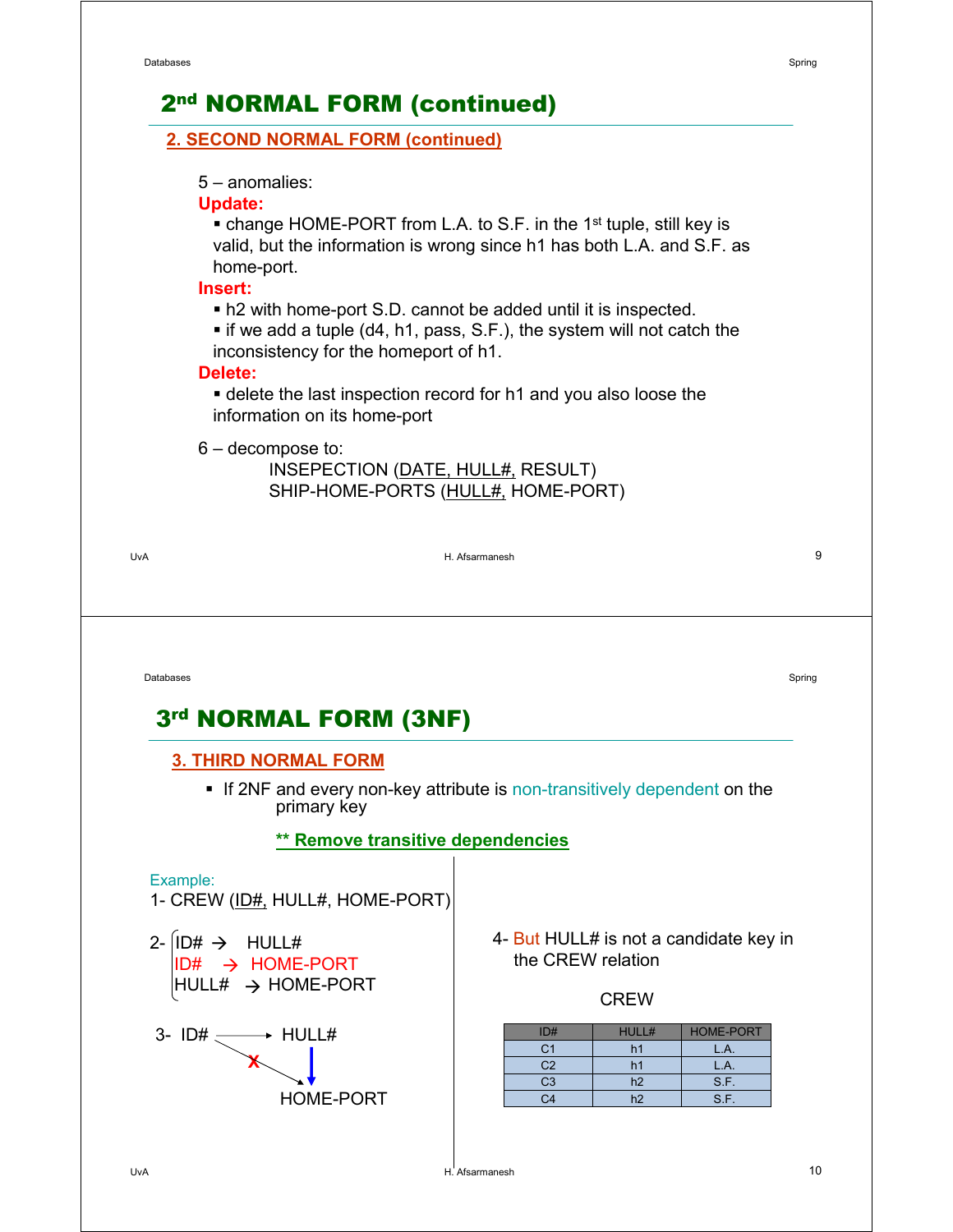# 2nd NORMAL FORM (continued)

## 2. SECOND NORMAL FORM (continued)

5 – anomalies:

**Update:**

- change HOME-PORT from L.A. to S.F. in the 1st tuple, still key is valid, but the information is wrong since h1 has both L.A. and S.F. as home-port.

**Insert:**

- h2 with home-port S.D. cannot be added until it is inspected.
- if we add a tuple (d4, h1, pass, S.F.), the system will not catch the inconsistency for the homeport of h1.

**Delete:**

- delete the last inspection record for h1 and you also loose the information on its home-port

6 – decompose to:

INSEPECTION (DATE, HULL#, RESULT)
SHIP-HOME-PORTS (HULL#, HOME-PORT)

# 3rd NORMAL FORM (3NF)

## 3. THIRD NORMAL FORM

- If 2NF and every non-key attribute is non-transitively dependent on the primary key

**** Remove transitive dependencies**

Example:

1- CREW (ID#, HULL#, HOME-PORT)

2-
ID# → HULL#
ID# → HOME-PORT
HULL# → HOME-PORT

3- ID# → HULL#, HULL# → HOME-PORT (ID# → HOME-PORT marked X)

4- But HULL# is not a candidate key in the CREW relation

CREW

| ID# | HULL# | HOME-PORT |
|---|---|---|
| C1 | h1 | L.A. |
| C2 | h1 | L.A. |
| C3 | h2 | S.F. |
| C4 | h2 | S.F. |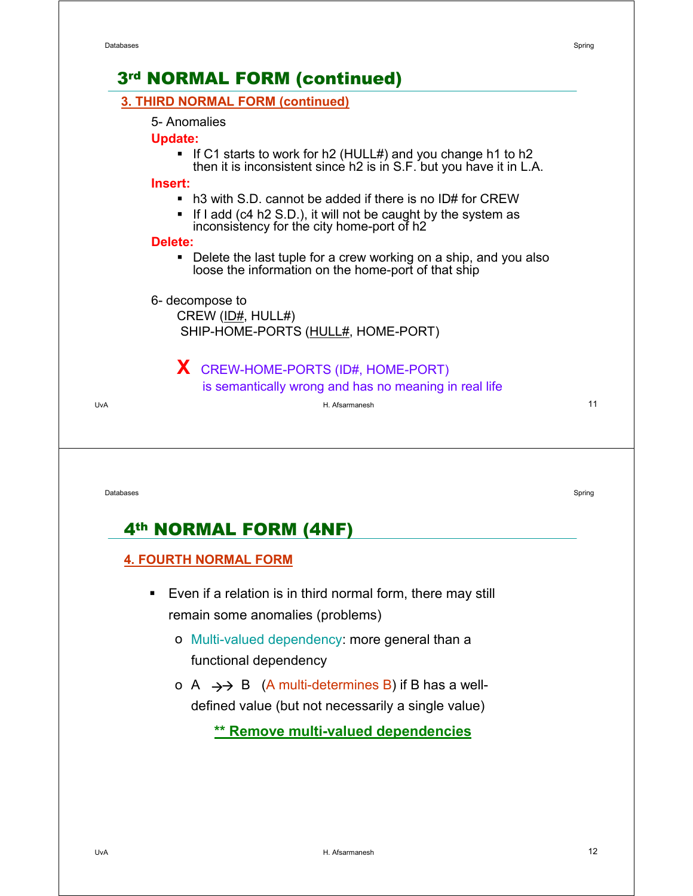# 3rd NORMAL FORM (continued)

## 3. THIRD NORMAL FORM (continued)

5- Anomalies

**Update:**

- If C1 starts to work for h2 (HULL#) and you change h1 to h2 then it is inconsistent since h2 is in S.F. but you have it in L.A.

**Insert:**

- h3 with S.D. cannot be added if there is no ID# for CREW
- If I add (c4 h2 S.D.), it will not be caught by the system as inconsistency for the city home-port of h2

**Delete:**

- Delete the last tuple for a crew working on a ship, and you also loose the information on the home-port of that ship

6- decompose to

CREW (<u>ID#</u>, HULL#)

SHIP-HOME-PORTS (<u>HULL#</u>, HOME-PORT)

**X** CREW-HOME-PORTS (ID#, HOME-PORT) is semantically wrong and has no meaning in real life

# 4th NORMAL FORM (4NF)

## 4. FOURTH NORMAL FORM

- Even if a relation is in third normal form, there may still remain some anomalies (problems)
  - Multi-valued dependency: more general than a functional dependency
  - A $\twoheadrightarrow$ B (A multi-determines B) if B has a well-defined value (but not necessarily a single value)

**\*\* Remove multi-valued dependencies**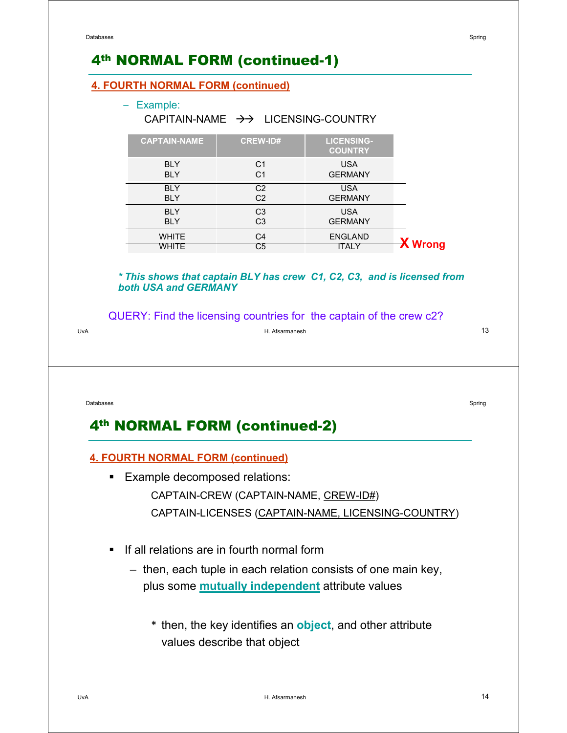# 4th NORMAL FORM (continued-1)

## 4. FOURTH NORMAL FORM (continued)

– Example:

CAPITAIN-NAME →→ LICENSING-COUNTRY

| CAPTAIN-NAME | CREW-ID# | LICENSING-COUNTRY |
|---|---|---|
| BLY | C1 | USA |
| BLY | C1 | GERMANY |
| BLY | C2 | USA |
| BLY | C2 | GERMANY |
| BLY | C3 | USA |
| BLY | C3 | GERMANY |
| WHITE | C4 | ENGLAND |
| WHITE | C5 | ITALY |

X Wrong

*** This shows that captain BLY has crew C1, C2, C3, and is licensed from both USA and GERMANY***

QUERY: Find the licensing countries for the captain of the crew c2?

# 4th NORMAL FORM (continued-2)

## 4. FOURTH NORMAL FORM (continued)

- Example decomposed relations:

  CAPTAIN-CREW (CAPTAIN-NAME, <u>CREW-ID#</u>)

  CAPTAIN-LICENSES (<u>CAPTAIN-NAME, LICENSING-COUNTRY</u>)

- If all relations are in fourth normal form
  - then, each tuple in each relation consists of one main key, plus some **mutually independent** attribute values
    - * then, the key identifies an **object**, and other attribute values describe that object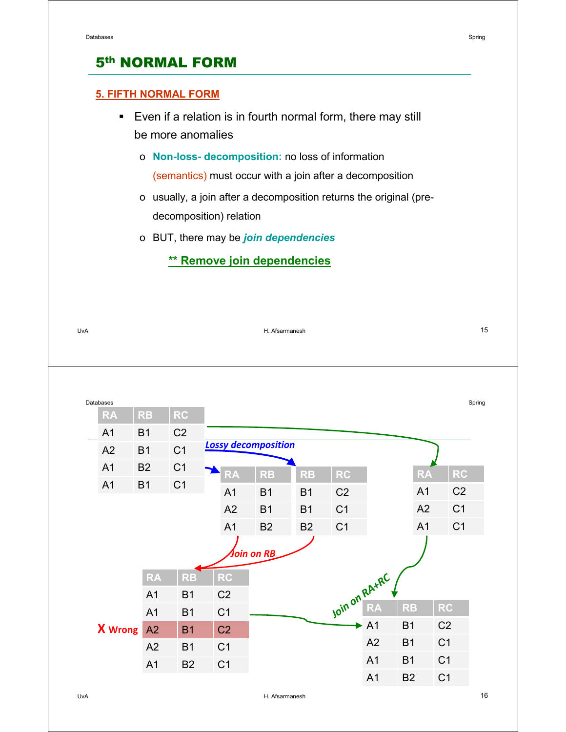# 5th NORMAL FORM

## 5. FIFTH NORMAL FORM

- Even if a relation is in fourth normal form, there may still be more anomalies
  - **Non-loss- decomposition:** no loss of information (semantics) must occur with a join after a decomposition
  - usually, a join after a decomposition returns the original (pre-decomposition) relation
  - BUT, there may be ***join dependencies***

    **** Remove join dependencies**

---

| RA | RB | RC |
|---|---|---|
| A1 | B1 | C2 |
| A2 | B1 | C1 |
| A1 | B2 | C1 |
| A1 | B1 | C1 |

*Lossy decomposition*

| RA | RB |
|---|---|
| A1 | B1 |
| A2 | B1 |
| A1 | B2 |

| RB | RC |
|---|---|
| B1 | C2 |
| B1 | C1 |
| B2 | C1 |

| RA | RC |
|---|---|
| A1 | C2 |
| A2 | C1 |
| A1 | C1 |

*Join on RB*

| RA | RB | RC |
|---|---|---|
| A1 | B1 | C2 |
| A1 | B1 | C1 |
| A2 | B1 | C2 |
| A2 | B1 | C1 |
| A1 | B2 | C1 |

X Wrong (row A2, B1, C2)

*Join on RA+RC*

| RA | RB | RC |
|---|---|---|
| A1 | B1 | C2 |
| A2 | B1 | C1 |
| A1 | B1 | C1 |
| A1 | B2 | C1 |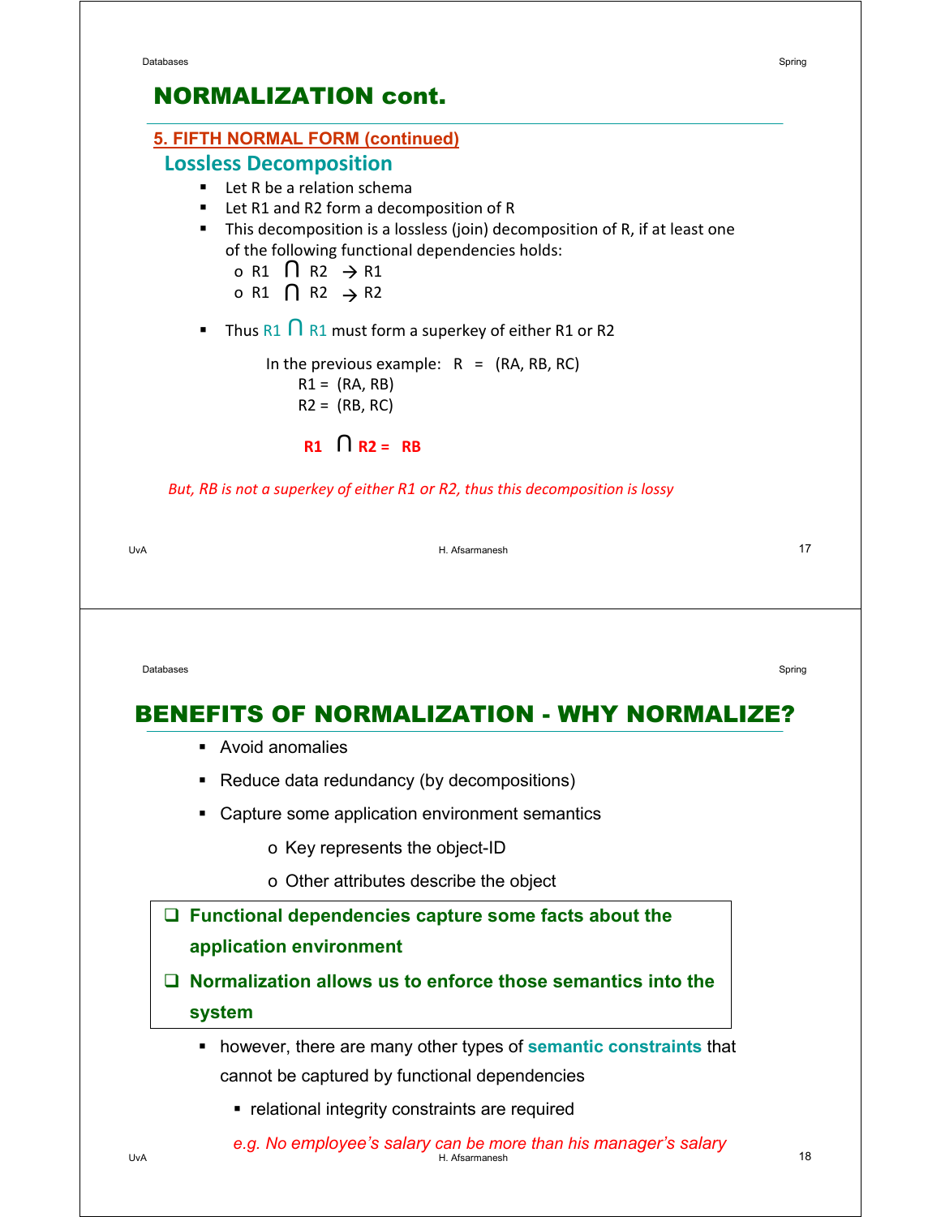# NORMALIZATION cont.

## 5. FIFTH NORMAL FORM (continued)

### Lossless Decomposition

- Let R be a relation schema
- Let R1 and R2 form a decomposition of R
- This decomposition is a lossless (join) decomposition of R, if at least one of the following functional dependencies holds:
  - o $R1 \cap R2 \rightarrow R1$
  - o $R1 \cap R2 \rightarrow R2$
- Thus $R1 \cap R1$ must form a superkey of either R1 or R2

In the previous example: R = (RA, RB, RC)
R1 = (RA, RB)
R2 = (RB, RC)

**$R1 \cap R2 =$ RB**

*But, RB is not a superkey of either R1 or R2, thus this decomposition is lossy*

# BENEFITS OF NORMALIZATION - WHY NORMALIZE?

- Avoid anomalies
- Reduce data redundancy (by decompositions)
- Capture some application environment semantics
  - o Key represents the object-ID
  - o Other attributes describe the object

- **Functional dependencies capture some facts about the application environment**
- **Normalization allows us to enforce those semantics into the system**

- however, there are many other types of **semantic constraints** that cannot be captured by functional dependencies
  - relational integrity constraints are required

*e.g. No employee's salary can be more than his manager's salary*